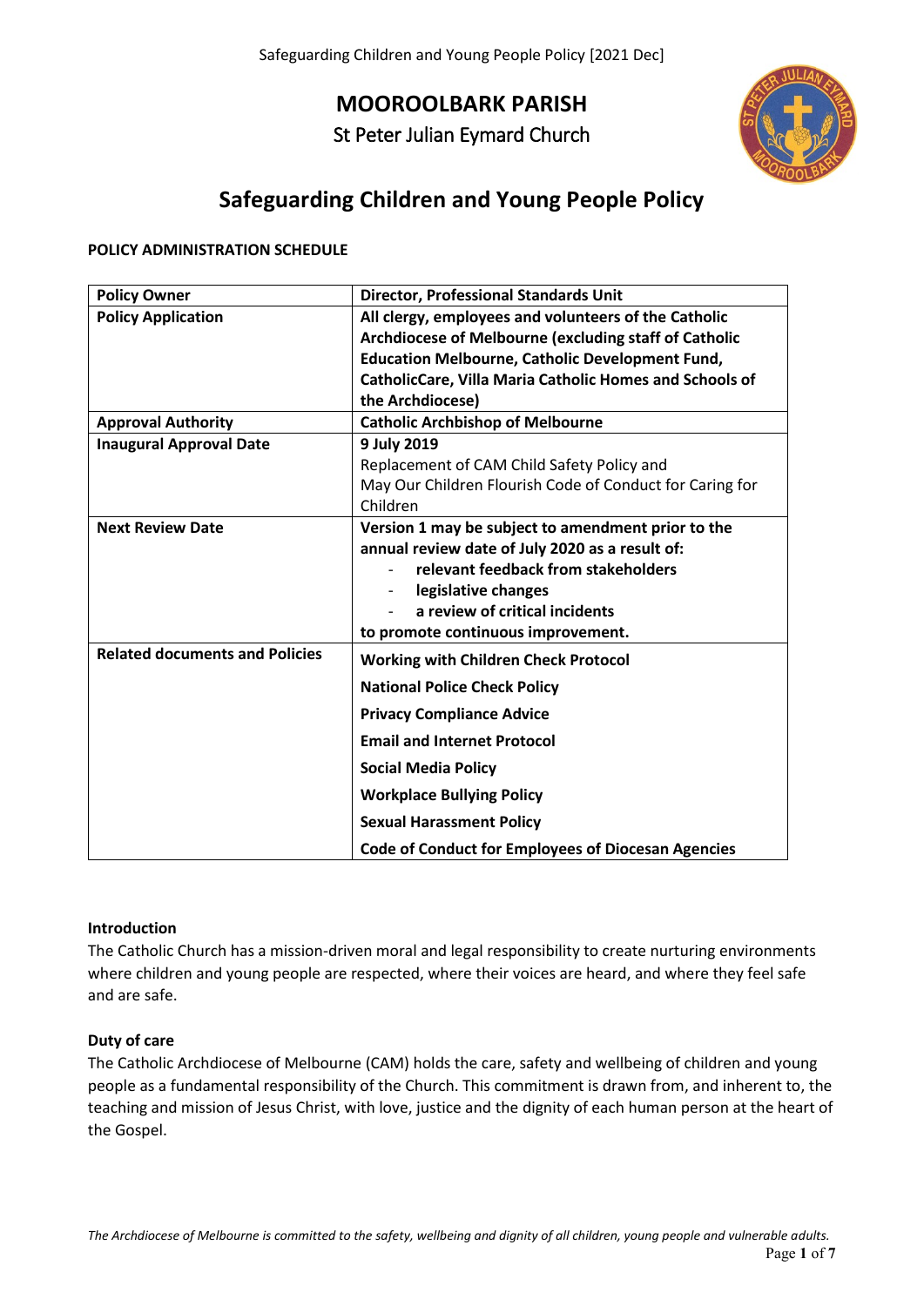# MOOROOLBARK PARISH

St Peter Julian Eymard Church

## Safeguarding Children and Young People Policy

**POLICY ADMINISTRATION SCHEDULE**

| **Policy Owner** | **Director, Professional Standards Unit** |
|---|---|
| **Policy Application** | **All clergy, employees and volunteers of the Catholic Archdiocese of Melbourne (excluding staff of Catholic Education Melbourne, Catholic Development Fund, CatholicCare, Villa Maria Catholic Homes and Schools of the Archdiocese)** |
| **Approval Authority** | **Catholic Archbishop of Melbourne** |
| **Inaugural Approval Date** | **9 July 2019**<br>Replacement of CAM Child Safety Policy and May Our Children Flourish Code of Conduct for Caring for Children |
| **Next Review Date** | **Version 1 may be subject to amendment prior to the annual review date of July 2020 as a result of:**<br>- **relevant feedback from stakeholders**<br>- **legislative changes**<br>- **a review of critical incidents**<br>**to promote continuous improvement.** |
| **Related documents and Policies** | **Working with Children Check Protocol**<br>**National Police Check Policy**<br>**Privacy Compliance Advice**<br>**Email and Internet Protocol**<br>**Social Media Policy**<br>**Workplace Bullying Policy**<br>**Sexual Harassment Policy**<br>**Code of Conduct for Employees of Diocesan Agencies** |

**Introduction**

The Catholic Church has a mission-driven moral and legal responsibility to create nurturing environments where children and young people are respected, where their voices are heard, and where they feel safe and are safe.

**Duty of care**

The Catholic Archdiocese of Melbourne (CAM) holds the care, safety and wellbeing of children and young people as a fundamental responsibility of the Church. This commitment is drawn from, and inherent to, the teaching and mission of Jesus Christ, with love, justice and the dignity of each human person at the heart of the Gospel.

*The Archdiocese of Melbourne is committed to the safety, wellbeing and dignity of all children, young people and vulnerable adults.*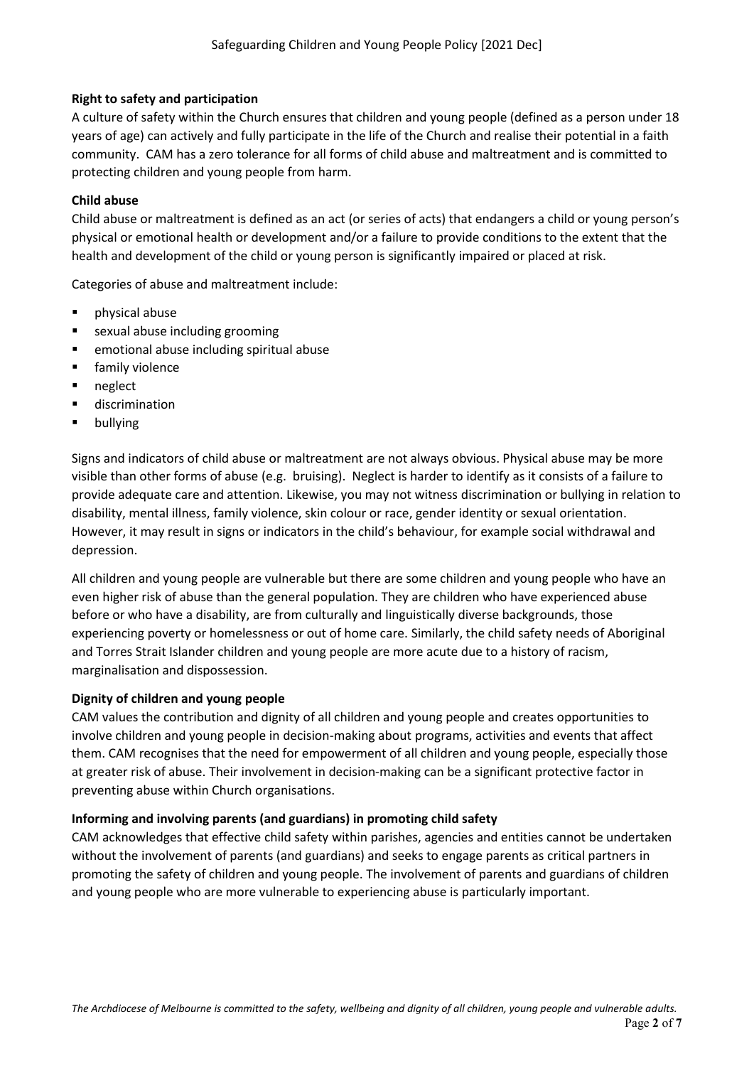**Right to safety and participation**

A culture of safety within the Church ensures that children and young people (defined as a person under 18 years of age) can actively and fully participate in the life of the Church and realise their potential in a faith community. CAM has a zero tolerance for all forms of child abuse and maltreatment and is committed to protecting children and young people from harm.

**Child abuse**

Child abuse or maltreatment is defined as an act (or series of acts) that endangers a child or young person's physical or emotional health or development and/or a failure to provide conditions to the extent that the health and development of the child or young person is significantly impaired or placed at risk.

Categories of abuse and maltreatment include:

- physical abuse
- sexual abuse including grooming
- emotional abuse including spiritual abuse
- family violence
- neglect
- discrimination
- bullying

Signs and indicators of child abuse or maltreatment are not always obvious. Physical abuse may be more visible than other forms of abuse (e.g. bruising). Neglect is harder to identify as it consists of a failure to provide adequate care and attention. Likewise, you may not witness discrimination or bullying in relation to disability, mental illness, family violence, skin colour or race, gender identity or sexual orientation. However, it may result in signs or indicators in the child's behaviour, for example social withdrawal and depression.

All children and young people are vulnerable but there are some children and young people who have an even higher risk of abuse than the general population. They are children who have experienced abuse before or who have a disability, are from culturally and linguistically diverse backgrounds, those experiencing poverty or homelessness or out of home care. Similarly, the child safety needs of Aboriginal and Torres Strait Islander children and young people are more acute due to a history of racism, marginalisation and dispossession.

**Dignity of children and young people**

CAM values the contribution and dignity of all children and young people and creates opportunities to involve children and young people in decision-making about programs, activities and events that affect them. CAM recognises that the need for empowerment of all children and young people, especially those at greater risk of abuse. Their involvement in decision-making can be a significant protective factor in preventing abuse within Church organisations.

**Informing and involving parents (and guardians) in promoting child safety**

CAM acknowledges that effective child safety within parishes, agencies and entities cannot be undertaken without the involvement of parents (and guardians) and seeks to engage parents as critical partners in promoting the safety of children and young people. The involvement of parents and guardians of children and young people who are more vulnerable to experiencing abuse is particularly important.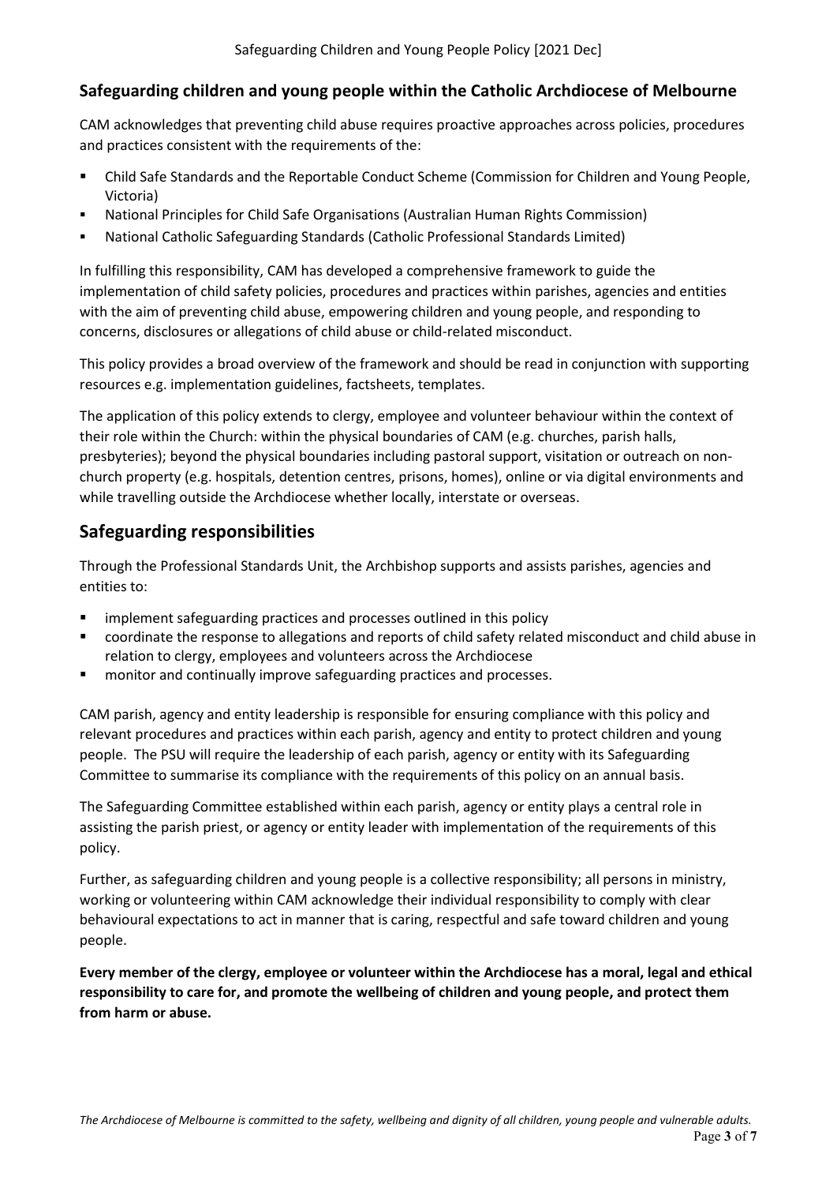## Safeguarding children and young people within the Catholic Archdiocese of Melbourne

CAM acknowledges that preventing child abuse requires proactive approaches across policies, procedures and practices consistent with the requirements of the:

- Child Safe Standards and the Reportable Conduct Scheme (Commission for Children and Young People, Victoria)
- National Principles for Child Safe Organisations (Australian Human Rights Commission)
- National Catholic Safeguarding Standards (Catholic Professional Standards Limited)

In fulfilling this responsibility, CAM has developed a comprehensive framework to guide the implementation of child safety policies, procedures and practices within parishes, agencies and entities with the aim of preventing child abuse, empowering children and young people, and responding to concerns, disclosures or allegations of child abuse or child-related misconduct.

This policy provides a broad overview of the framework and should be read in conjunction with supporting resources e.g. implementation guidelines, factsheets, templates.

The application of this policy extends to clergy, employee and volunteer behaviour within the context of their role within the Church: within the physical boundaries of CAM (e.g. churches, parish halls, presbyteries); beyond the physical boundaries including pastoral support, visitation or outreach on non-church property (e.g. hospitals, detention centres, prisons, homes), online or via digital environments and while travelling outside the Archdiocese whether locally, interstate or overseas.

# Safeguarding responsibilities

Through the Professional Standards Unit, the Archbishop supports and assists parishes, agencies and entities to:

- implement safeguarding practices and processes outlined in this policy
- coordinate the response to allegations and reports of child safety related misconduct and child abuse in relation to clergy, employees and volunteers across the Archdiocese
- monitor and continually improve safeguarding practices and processes.

CAM parish, agency and entity leadership is responsible for ensuring compliance with this policy and relevant procedures and practices within each parish, agency and entity to protect children and young people. The PSU will require the leadership of each parish, agency or entity with its Safeguarding Committee to summarise its compliance with the requirements of this policy on an annual basis.

The Safeguarding Committee established within each parish, agency or entity plays a central role in assisting the parish priest, or agency or entity leader with implementation of the requirements of this policy.

Further, as safeguarding children and young people is a collective responsibility; all persons in ministry, working or volunteering within CAM acknowledge their individual responsibility to comply with clear behavioural expectations to act in manner that is caring, respectful and safe toward children and young people.

**Every member of the clergy, employee or volunteer within the Archdiocese has a moral, legal and ethical responsibility to care for, and promote the wellbeing of children and young people, and protect them from harm or abuse.**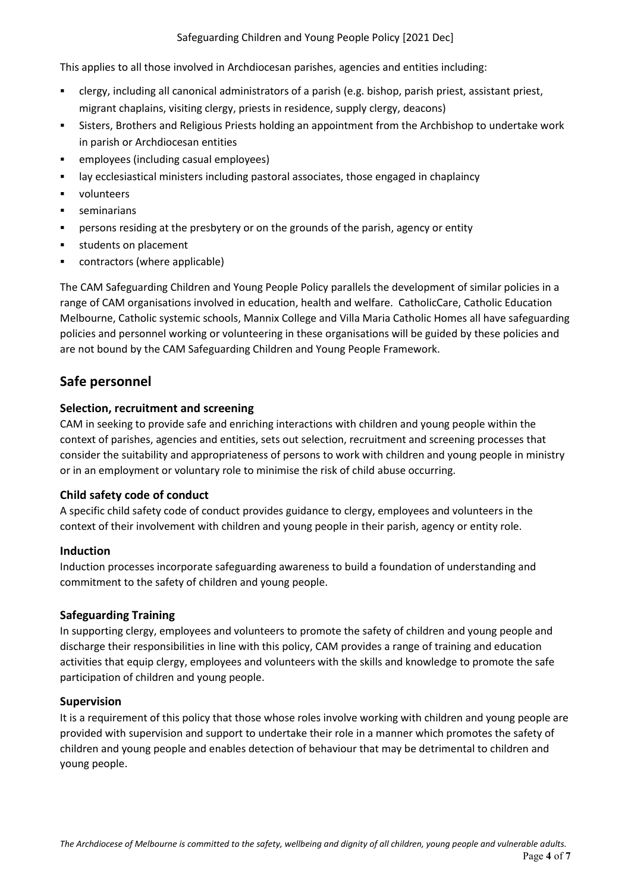This applies to all those involved in Archdiocesan parishes, agencies and entities including:

- clergy, including all canonical administrators of a parish (e.g. bishop, parish priest, assistant priest, migrant chaplains, visiting clergy, priests in residence, supply clergy, deacons)
- Sisters, Brothers and Religious Priests holding an appointment from the Archbishop to undertake work in parish or Archdiocesan entities
- employees (including casual employees)
- lay ecclesiastical ministers including pastoral associates, those engaged in chaplaincy
- volunteers
- seminarians
- persons residing at the presbytery or on the grounds of the parish, agency or entity
- students on placement
- contractors (where applicable)

The CAM Safeguarding Children and Young People Policy parallels the development of similar policies in a range of CAM organisations involved in education, health and welfare. CatholicCare, Catholic Education Melbourne, Catholic systemic schools, Mannix College and Villa Maria Catholic Homes all have safeguarding policies and personnel working or volunteering in these organisations will be guided by these policies and are not bound by the CAM Safeguarding Children and Young People Framework.

## Safe personnel

### Selection, recruitment and screening

CAM in seeking to provide safe and enriching interactions with children and young people within the context of parishes, agencies and entities, sets out selection, recruitment and screening processes that consider the suitability and appropriateness of persons to work with children and young people in ministry or in an employment or voluntary role to minimise the risk of child abuse occurring.

### Child safety code of conduct

A specific child safety code of conduct provides guidance to clergy, employees and volunteers in the context of their involvement with children and young people in their parish, agency or entity role.

### Induction

Induction processes incorporate safeguarding awareness to build a foundation of understanding and commitment to the safety of children and young people.

### Safeguarding Training

In supporting clergy, employees and volunteers to promote the safety of children and young people and discharge their responsibilities in line with this policy, CAM provides a range of training and education activities that equip clergy, employees and volunteers with the skills and knowledge to promote the safe participation of children and young people.

### Supervision

It is a requirement of this policy that those whose roles involve working with children and young people are provided with supervision and support to undertake their role in a manner which promotes the safety of children and young people and enables detection of behaviour that may be detrimental to children and young people.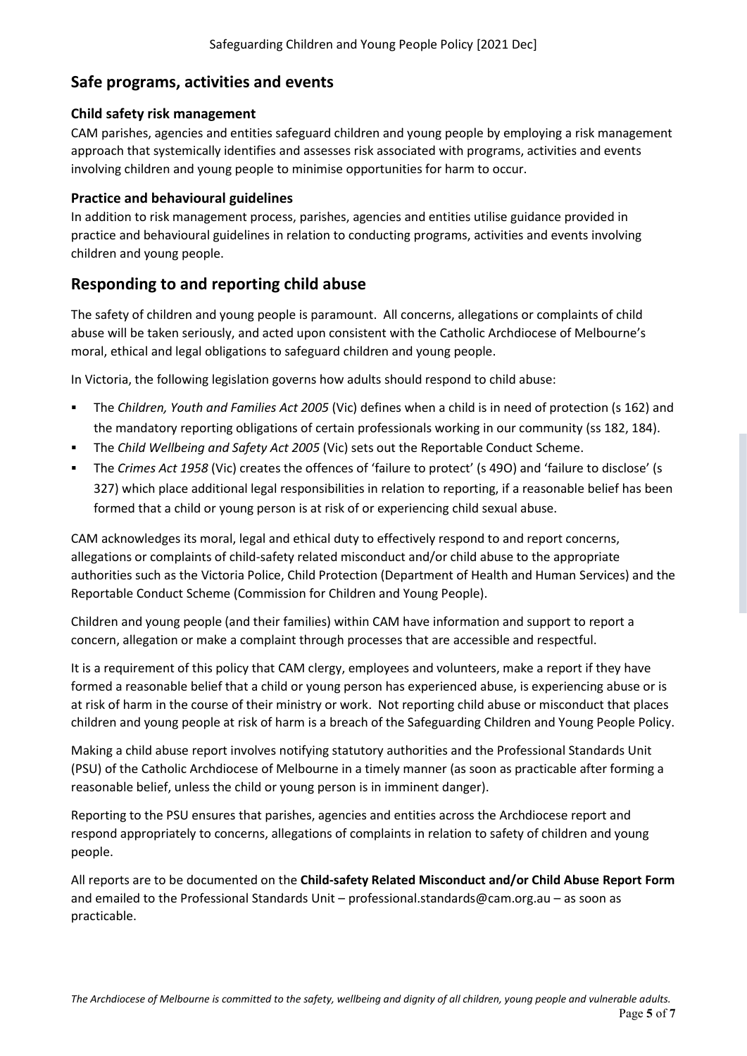## Safe programs, activities and events

### Child safety risk management

CAM parishes, agencies and entities safeguard children and young people by employing a risk management approach that systemically identifies and assesses risk associated with programs, activities and events involving children and young people to minimise opportunities for harm to occur.

### Practice and behavioural guidelines

In addition to risk management process, parishes, agencies and entities utilise guidance provided in practice and behavioural guidelines in relation to conducting programs, activities and events involving children and young people.

## Responding to and reporting child abuse

The safety of children and young people is paramount. All concerns, allegations or complaints of child abuse will be taken seriously, and acted upon consistent with the Catholic Archdiocese of Melbourne's moral, ethical and legal obligations to safeguard children and young people.

In Victoria, the following legislation governs how adults should respond to child abuse:

- The *Children, Youth and Families Act 2005* (Vic) defines when a child is in need of protection (s 162) and the mandatory reporting obligations of certain professionals working in our community (ss 182, 184).
- The *Child Wellbeing and Safety Act 2005* (Vic) sets out the Reportable Conduct Scheme.
- The *Crimes Act 1958* (Vic) creates the offences of 'failure to protect' (s 49O) and 'failure to disclose' (s 327) which place additional legal responsibilities in relation to reporting, if a reasonable belief has been formed that a child or young person is at risk of or experiencing child sexual abuse.

CAM acknowledges its moral, legal and ethical duty to effectively respond to and report concerns, allegations or complaints of child-safety related misconduct and/or child abuse to the appropriate authorities such as the Victoria Police, Child Protection (Department of Health and Human Services) and the Reportable Conduct Scheme (Commission for Children and Young People).

Children and young people (and their families) within CAM have information and support to report a concern, allegation or make a complaint through processes that are accessible and respectful.

It is a requirement of this policy that CAM clergy, employees and volunteers, make a report if they have formed a reasonable belief that a child or young person has experienced abuse, is experiencing abuse or is at risk of harm in the course of their ministry or work. Not reporting child abuse or misconduct that places children and young people at risk of harm is a breach of the Safeguarding Children and Young People Policy.

Making a child abuse report involves notifying statutory authorities and the Professional Standards Unit (PSU) of the Catholic Archdiocese of Melbourne in a timely manner (as soon as practicable after forming a reasonable belief, unless the child or young person is in imminent danger).

Reporting to the PSU ensures that parishes, agencies and entities across the Archdiocese report and respond appropriately to concerns, allegations of complaints in relation to safety of children and young people.

All reports are to be documented on the **Child-safety Related Misconduct and/or Child Abuse Report Form** and emailed to the Professional Standards Unit – professional.standards@cam.org.au – as soon as practicable.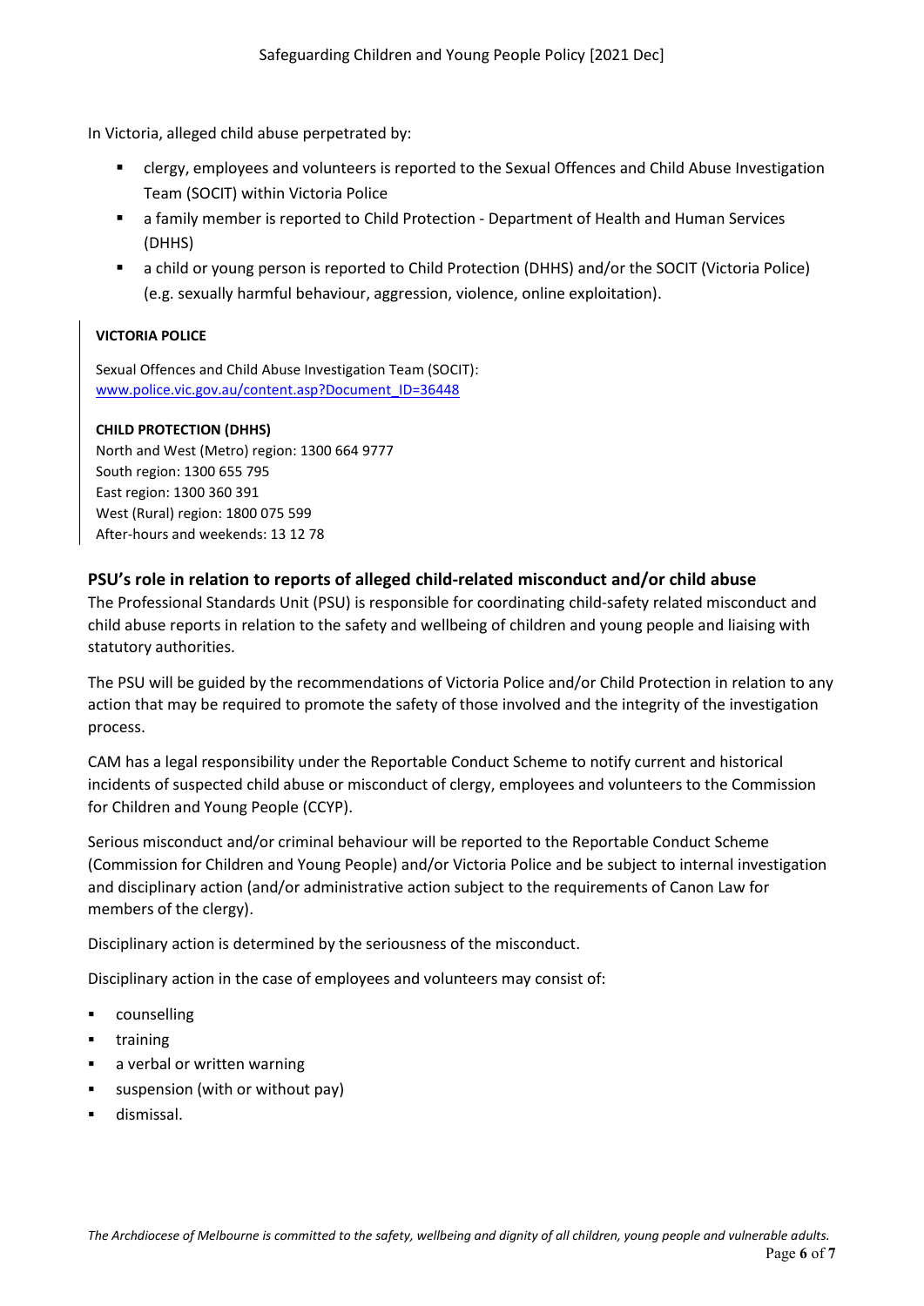In Victoria, alleged child abuse perpetrated by:

- clergy, employees and volunteers is reported to the Sexual Offences and Child Abuse Investigation Team (SOCIT) within Victoria Police
- a family member is reported to Child Protection - Department of Health and Human Services (DHHS)
- a child or young person is reported to Child Protection (DHHS) and/or the SOCIT (Victoria Police) (e.g. sexually harmful behaviour, aggression, violence, online exploitation).

**VICTORIA POLICE**

Sexual Offences and Child Abuse Investigation Team (SOCIT):
[www.police.vic.gov.au/content.asp?Document_ID=36448](www.police.vic.gov.au/content.asp?Document_ID=36448)

**CHILD PROTECTION (DHHS)**
North and West (Metro) region: 1300 664 9777
South region: 1300 655 795
East region: 1300 360 391
West (Rural) region: 1800 075 599
After-hours and weekends: 13 12 78

## PSU's role in relation to reports of alleged child-related misconduct and/or child abuse

The Professional Standards Unit (PSU) is responsible for coordinating child-safety related misconduct and child abuse reports in relation to the safety and wellbeing of children and young people and liaising with statutory authorities.

The PSU will be guided by the recommendations of Victoria Police and/or Child Protection in relation to any action that may be required to promote the safety of those involved and the integrity of the investigation process.

CAM has a legal responsibility under the Reportable Conduct Scheme to notify current and historical incidents of suspected child abuse or misconduct of clergy, employees and volunteers to the Commission for Children and Young People (CCYP).

Serious misconduct and/or criminal behaviour will be reported to the Reportable Conduct Scheme (Commission for Children and Young People) and/or Victoria Police and be subject to internal investigation and disciplinary action (and/or administrative action subject to the requirements of Canon Law for members of the clergy).

Disciplinary action is determined by the seriousness of the misconduct.

Disciplinary action in the case of employees and volunteers may consist of:

- counselling
- training
- a verbal or written warning
- suspension (with or without pay)
- dismissal.

*The Archdiocese of Melbourne is committed to the safety, wellbeing and dignity of all children, young people and vulnerable adults.*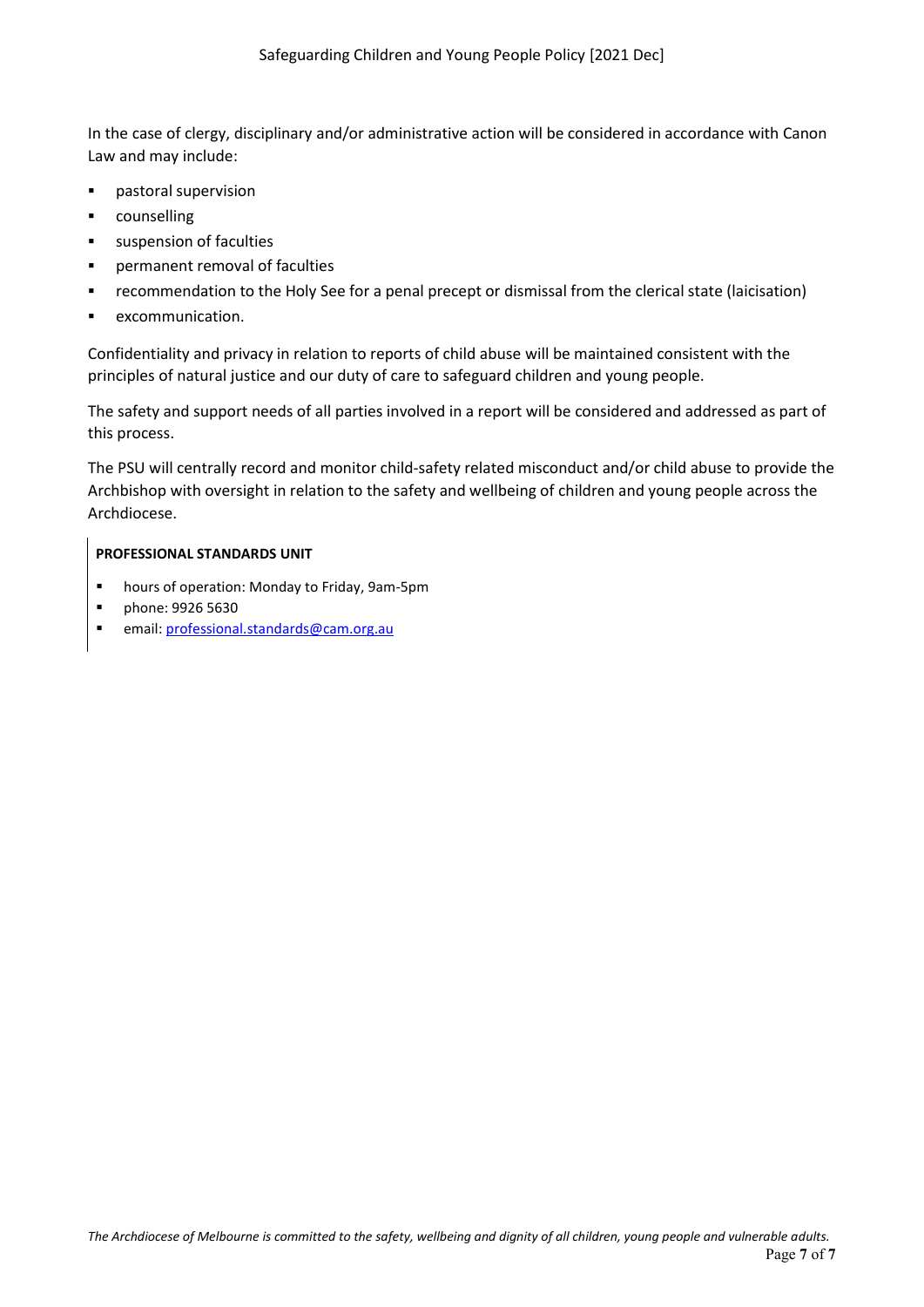In the case of clergy, disciplinary and/or administrative action will be considered in accordance with Canon Law and may include:

- pastoral supervision
- counselling
- suspension of faculties
- permanent removal of faculties
- recommendation to the Holy See for a penal precept or dismissal from the clerical state (laicisation)
- excommunication.

Confidentiality and privacy in relation to reports of child abuse will be maintained consistent with the principles of natural justice and our duty of care to safeguard children and young people.

The safety and support needs of all parties involved in a report will be considered and addressed as part of this process.

The PSU will centrally record and monitor child-safety related misconduct and/or child abuse to provide the Archbishop with oversight in relation to the safety and wellbeing of children and young people across the Archdiocese.

**PROFESSIONAL STANDARDS UNIT**

- hours of operation: Monday to Friday, 9am-5pm
- phone: 9926 5630
- email: professional.standards@cam.org.au

*The Archdiocese of Melbourne is committed to the safety, wellbeing and dignity of all children, young people and vulnerable adults.*